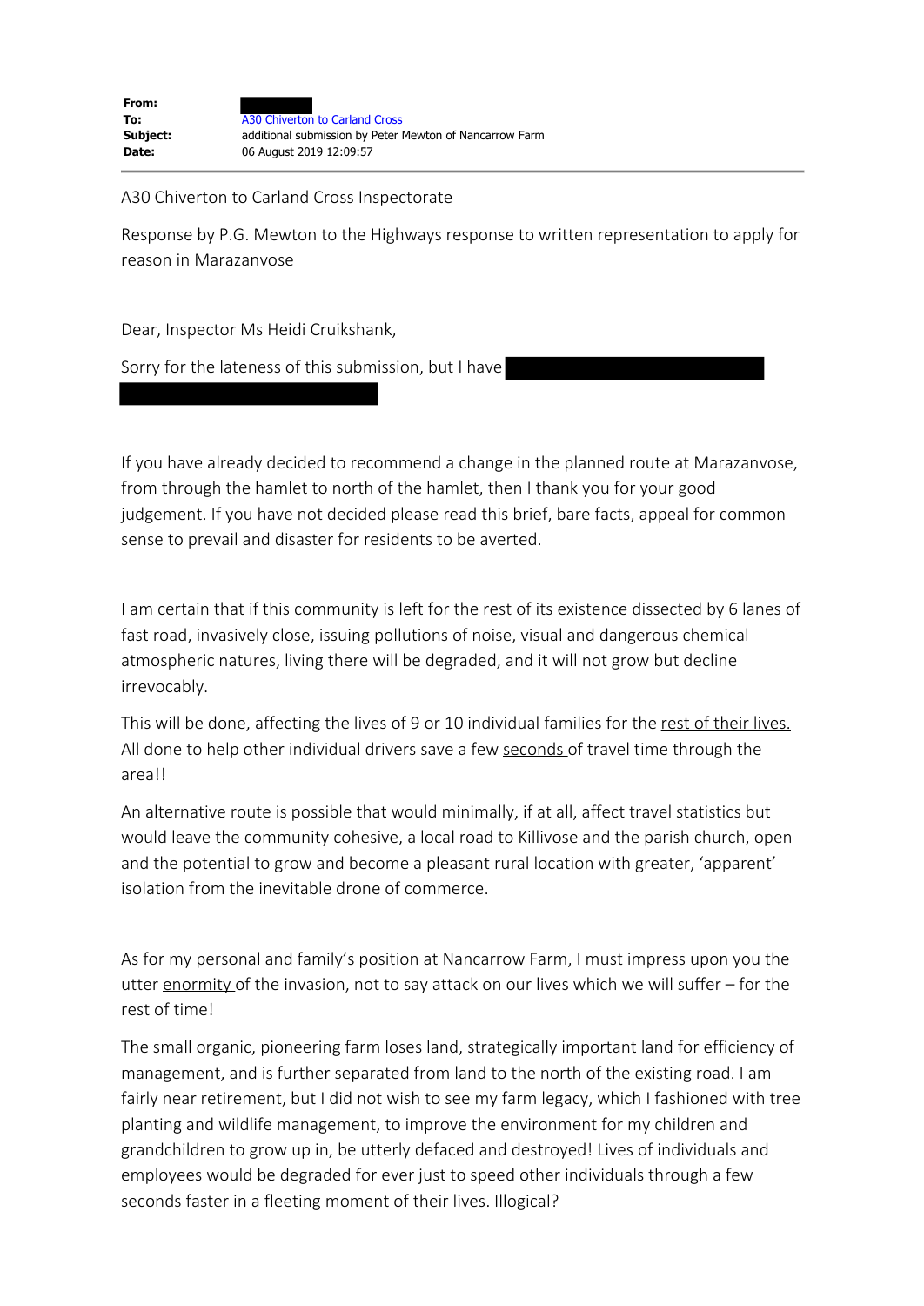| | |
|---|---|
| **From:** | |
| **To:** | A30 Chiverton to Carland Cross |
| **Subject:** | additional submission by Peter Mewton of Nancarrow Farm |
| **Date:** | 06 August 2019 12:09:57 |

A30 Chiverton to Carland Cross Inspectorate

Response by P.G. Mewton to the Highways response to written representation to apply for reason in Marazanvose

Dear, Inspector Ms Heidi Cruikshank,

Sorry for the lateness of this submission, but I have

If you have already decided to recommend a change in the planned route at Marazanvose, from through the hamlet to north of the hamlet, then I thank you for your good judgement. If you have not decided please read this brief, bare facts, appeal for common sense to prevail and disaster for residents to be averted.

I am certain that if this community is left for the rest of its existence dissected by 6 lanes of fast road, invasively close, issuing pollutions of noise, visual and dangerous chemical atmospheric natures, living there will be degraded, and it will not grow but decline irrevocably.

This will be done, affecting the lives of 9 or 10 individual families for the <u>rest of their lives.</u> All done to help other individual drivers save a few <u>seconds</u> of travel time through the area!!

An alternative route is possible that would minimally, if at all, affect travel statistics but would leave the community cohesive, a local road to Killivose and the parish church, open and the potential to grow and become a pleasant rural location with greater, 'apparent' isolation from the inevitable drone of commerce.

As for my personal and family's position at Nancarrow Farm, I must impress upon you the utter <u>enormity</u> of the invasion, not to say attack on our lives which we will suffer – for the rest of time!

The small organic, pioneering farm loses land, strategically important land for efficiency of management, and is further separated from land to the north of the existing road. I am fairly near retirement, but I did not wish to see my farm legacy, which I fashioned with tree planting and wildlife management, to improve the environment for my children and grandchildren to grow up in, be utterly defaced and destroyed! Lives of individuals and employees would be degraded for ever just to speed other individuals through a few seconds faster in a fleeting moment of their lives. <u>Illogical</u>?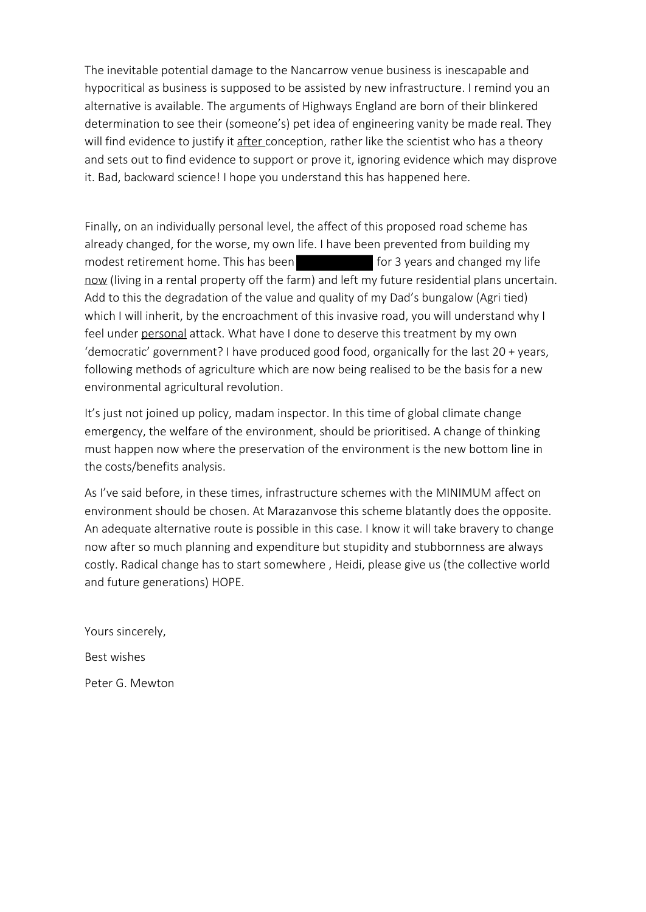The inevitable potential damage to the Nancarrow venue business is inescapable and hypocritical as business is supposed to be assisted by new infrastructure. I remind you an alternative is available. The arguments of Highways England are born of their blinkered determination to see their (someone's) pet idea of engineering vanity be made real. They will find evidence to justify it after conception, rather like the scientist who has a theory and sets out to find evidence to support or prove it, ignoring evidence which may disprove it. Bad, backward science! I hope you understand this has happened here.

Finally, on an individually personal level, the affect of this proposed road scheme has already changed, for the worse, my own life. I have been prevented from building my modest retirement home. This has been ██████████ for 3 years and changed my life now (living in a rental property off the farm) and left my future residential plans uncertain. Add to this the degradation of the value and quality of my Dad's bungalow (Agri tied) which I will inherit, by the encroachment of this invasive road, you will understand why I feel under personal attack. What have I done to deserve this treatment by my own 'democratic' government? I have produced good food, organically for the last 20 + years, following methods of agriculture which are now being realised to be the basis for a new environmental agricultural revolution.

It's just not joined up policy, madam inspector. In this time of global climate change emergency, the welfare of the environment, should be prioritised. A change of thinking must happen now where the preservation of the environment is the new bottom line in the costs/benefits analysis.

As I've said before, in these times, infrastructure schemes with the MINIMUM affect on environment should be chosen. At Marazanvose this scheme blatantly does the opposite. An adequate alternative route is possible in this case. I know it will take bravery to change now after so much planning and expenditure but stupidity and stubbornness are always costly. Radical change has to start somewhere , Heidi, please give us (the collective world and future generations) HOPE.

Yours sincerely,

Best wishes

Peter G. Mewton